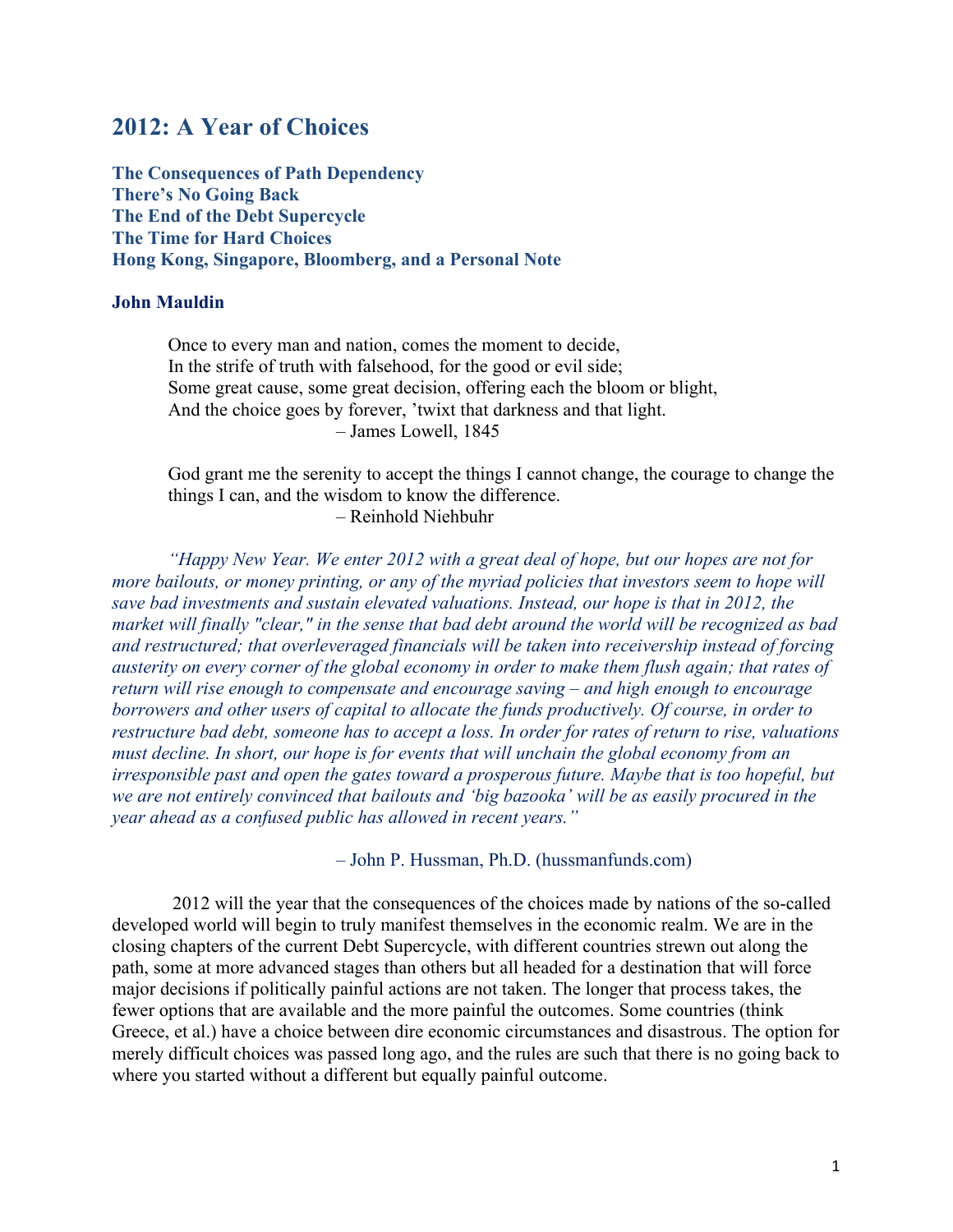# 2012: A Year of Choices

**The Consequences of Path Dependency**
**There's No Going Back**
**The End of the Debt Supercycle**
**The Time for Hard Choices**
**Hong Kong, Singapore, Bloomberg, and a Personal Note**

**John Mauldin**

> Once to every man and nation, comes the moment to decide,
> In the strife of truth with falsehood, for the good or evil side;
> Some great cause, some great decision, offering each the bloom or blight,
> And the choice goes by forever, 'twixt that darkness and that light.
> – James Lowell, 1845

> God grant me the serenity to accept the things I cannot change, the courage to change the things I can, and the wisdom to know the difference.
> – Reinhold Niehbuhr

*"Happy New Year. We enter 2012 with a great deal of hope, but our hopes are not for more bailouts, or money printing, or any of the myriad policies that investors seem to hope will save bad investments and sustain elevated valuations. Instead, our hope is that in 2012, the market will finally "clear," in the sense that bad debt around the world will be recognized as bad and restructured; that overleveraged financials will be taken into receivership instead of forcing austerity on every corner of the global economy in order to make them flush again; that rates of return will rise enough to compensate and encourage saving – and high enough to encourage borrowers and other users of capital to allocate the funds productively. Of course, in order to restructure bad debt, someone has to accept a loss. In order for rates of return to rise, valuations must decline. In short, our hope is for events that will unchain the global economy from an irresponsible past and open the gates toward a prosperous future. Maybe that is too hopeful, but we are not entirely convinced that bailouts and 'big bazooka' will be as easily procured in the year ahead as a confused public has allowed in recent years."*

– John P. Hussman, Ph.D. (hussmanfunds.com)

2012 will the year that the consequences of the choices made by nations of the so-called developed world will begin to truly manifest themselves in the economic realm. We are in the closing chapters of the current Debt Supercycle, with different countries strewn out along the path, some at more advanced stages than others but all headed for a destination that will force major decisions if politically painful actions are not taken. The longer that process takes, the fewer options that are available and the more painful the outcomes. Some countries (think Greece, et al.) have a choice between dire economic circumstances and disastrous. The option for merely difficult choices was passed long ago, and the rules are such that there is no going back to where you started without a different but equally painful outcome.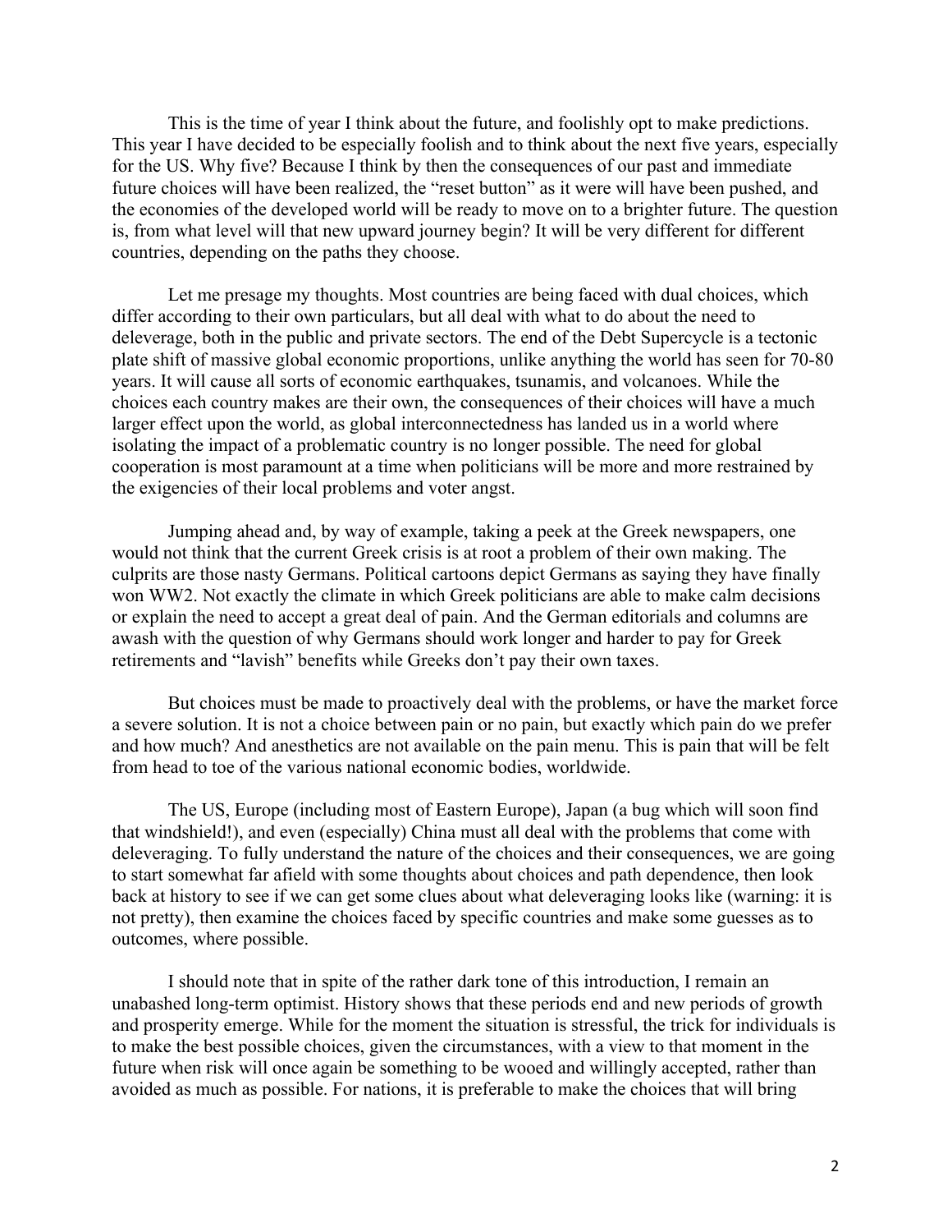This is the time of year I think about the future, and foolishly opt to make predictions. This year I have decided to be especially foolish and to think about the next five years, especially for the US. Why five? Because I think by then the consequences of our past and immediate future choices will have been realized, the "reset button" as it were will have been pushed, and the economies of the developed world will be ready to move on to a brighter future. The question is, from what level will that new upward journey begin? It will be very different for different countries, depending on the paths they choose.

Let me presage my thoughts. Most countries are being faced with dual choices, which differ according to their own particulars, but all deal with what to do about the need to deleverage, both in the public and private sectors. The end of the Debt Supercycle is a tectonic plate shift of massive global economic proportions, unlike anything the world has seen for 70-80 years. It will cause all sorts of economic earthquakes, tsunamis, and volcanoes. While the choices each country makes are their own, the consequences of their choices will have a much larger effect upon the world, as global interconnectedness has landed us in a world where isolating the impact of a problematic country is no longer possible. The need for global cooperation is most paramount at a time when politicians will be more and more restrained by the exigencies of their local problems and voter angst.

Jumping ahead and, by way of example, taking a peek at the Greek newspapers, one would not think that the current Greek crisis is at root a problem of their own making. The culprits are those nasty Germans. Political cartoons depict Germans as saying they have finally won WW2. Not exactly the climate in which Greek politicians are able to make calm decisions or explain the need to accept a great deal of pain. And the German editorials and columns are awash with the question of why Germans should work longer and harder to pay for Greek retirements and "lavish" benefits while Greeks don't pay their own taxes.

But choices must be made to proactively deal with the problems, or have the market force a severe solution. It is not a choice between pain or no pain, but exactly which pain do we prefer and how much? And anesthetics are not available on the pain menu. This is pain that will be felt from head to toe of the various national economic bodies, worldwide.

The US, Europe (including most of Eastern Europe), Japan (a bug which will soon find that windshield!), and even (especially) China must all deal with the problems that come with deleveraging. To fully understand the nature of the choices and their consequences, we are going to start somewhat far afield with some thoughts about choices and path dependence, then look back at history to see if we can get some clues about what deleveraging looks like (warning: it is not pretty), then examine the choices faced by specific countries and make some guesses as to outcomes, where possible.

I should note that in spite of the rather dark tone of this introduction, I remain an unabashed long-term optimist. History shows that these periods end and new periods of growth and prosperity emerge. While for the moment the situation is stressful, the trick for individuals is to make the best possible choices, given the circumstances, with a view to that moment in the future when risk will once again be something to be wooed and willingly accepted, rather than avoided as much as possible. For nations, it is preferable to make the choices that will bring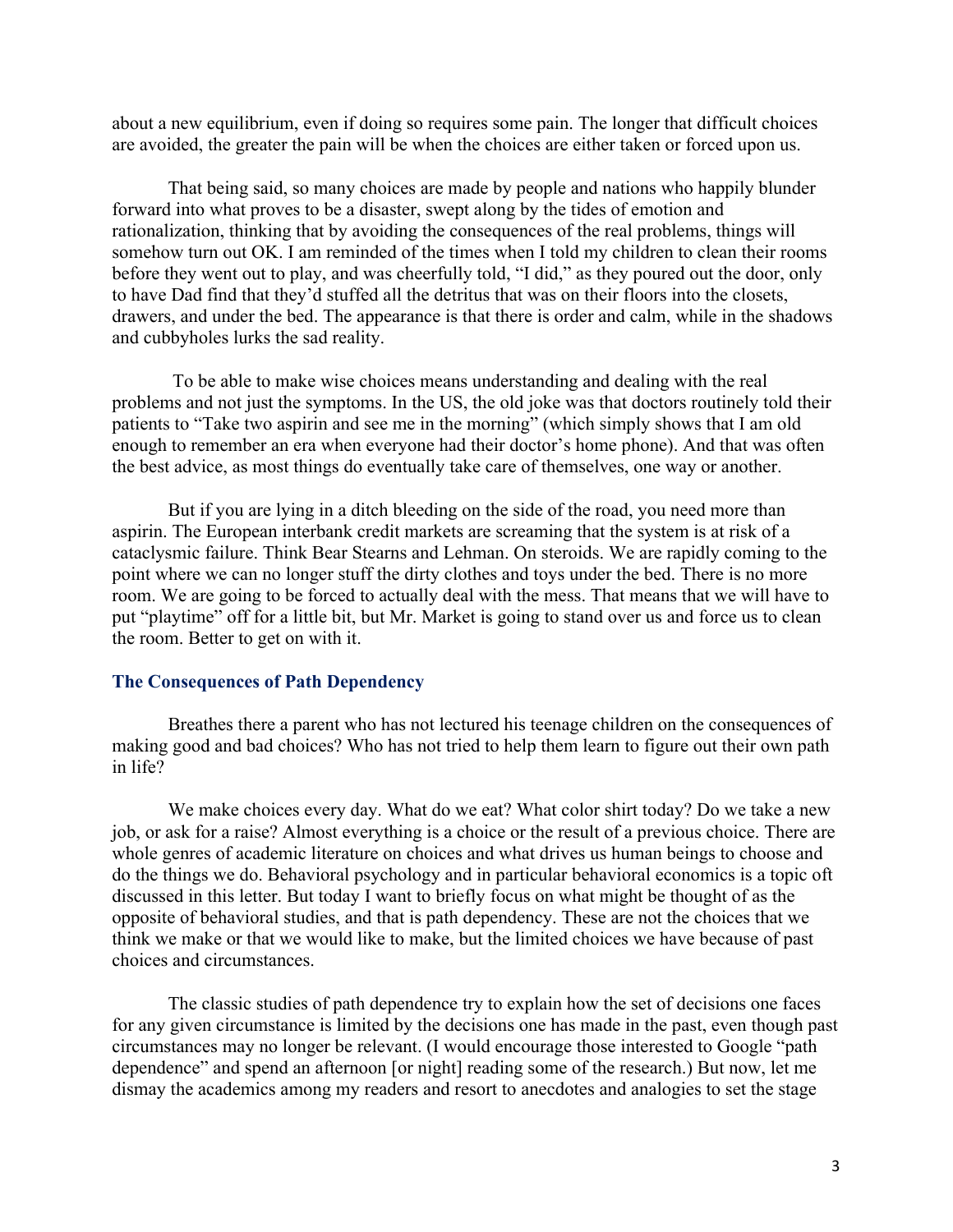about a new equilibrium, even if doing so requires some pain. The longer that difficult choices are avoided, the greater the pain will be when the choices are either taken or forced upon us.

That being said, so many choices are made by people and nations who happily blunder forward into what proves to be a disaster, swept along by the tides of emotion and rationalization, thinking that by avoiding the consequences of the real problems, things will somehow turn out OK. I am reminded of the times when I told my children to clean their rooms before they went out to play, and was cheerfully told, "I did," as they poured out the door, only to have Dad find that they'd stuffed all the detritus that was on their floors into the closets, drawers, and under the bed. The appearance is that there is order and calm, while in the shadows and cubbyholes lurks the sad reality.

To be able to make wise choices means understanding and dealing with the real problems and not just the symptoms. In the US, the old joke was that doctors routinely told their patients to "Take two aspirin and see me in the morning" (which simply shows that I am old enough to remember an era when everyone had their doctor's home phone). And that was often the best advice, as most things do eventually take care of themselves, one way or another.

But if you are lying in a ditch bleeding on the side of the road, you need more than aspirin. The European interbank credit markets are screaming that the system is at risk of a cataclysmic failure. Think Bear Stearns and Lehman. On steroids. We are rapidly coming to the point where we can no longer stuff the dirty clothes and toys under the bed. There is no more room. We are going to be forced to actually deal with the mess. That means that we will have to put "playtime" off for a little bit, but Mr. Market is going to stand over us and force us to clean the room. Better to get on with it.

### The Consequences of Path Dependency

Breathes there a parent who has not lectured his teenage children on the consequences of making good and bad choices? Who has not tried to help them learn to figure out their own path in life?

We make choices every day. What do we eat? What color shirt today? Do we take a new job, or ask for a raise? Almost everything is a choice or the result of a previous choice. There are whole genres of academic literature on choices and what drives us human beings to choose and do the things we do. Behavioral psychology and in particular behavioral economics is a topic oft discussed in this letter. But today I want to briefly focus on what might be thought of as the opposite of behavioral studies, and that is path dependency. These are not the choices that we think we make or that we would like to make, but the limited choices we have because of past choices and circumstances.

The classic studies of path dependence try to explain how the set of decisions one faces for any given circumstance is limited by the decisions one has made in the past, even though past circumstances may no longer be relevant. (I would encourage those interested to Google "path dependence" and spend an afternoon [or night] reading some of the research.) But now, let me dismay the academics among my readers and resort to anecdotes and analogies to set the stage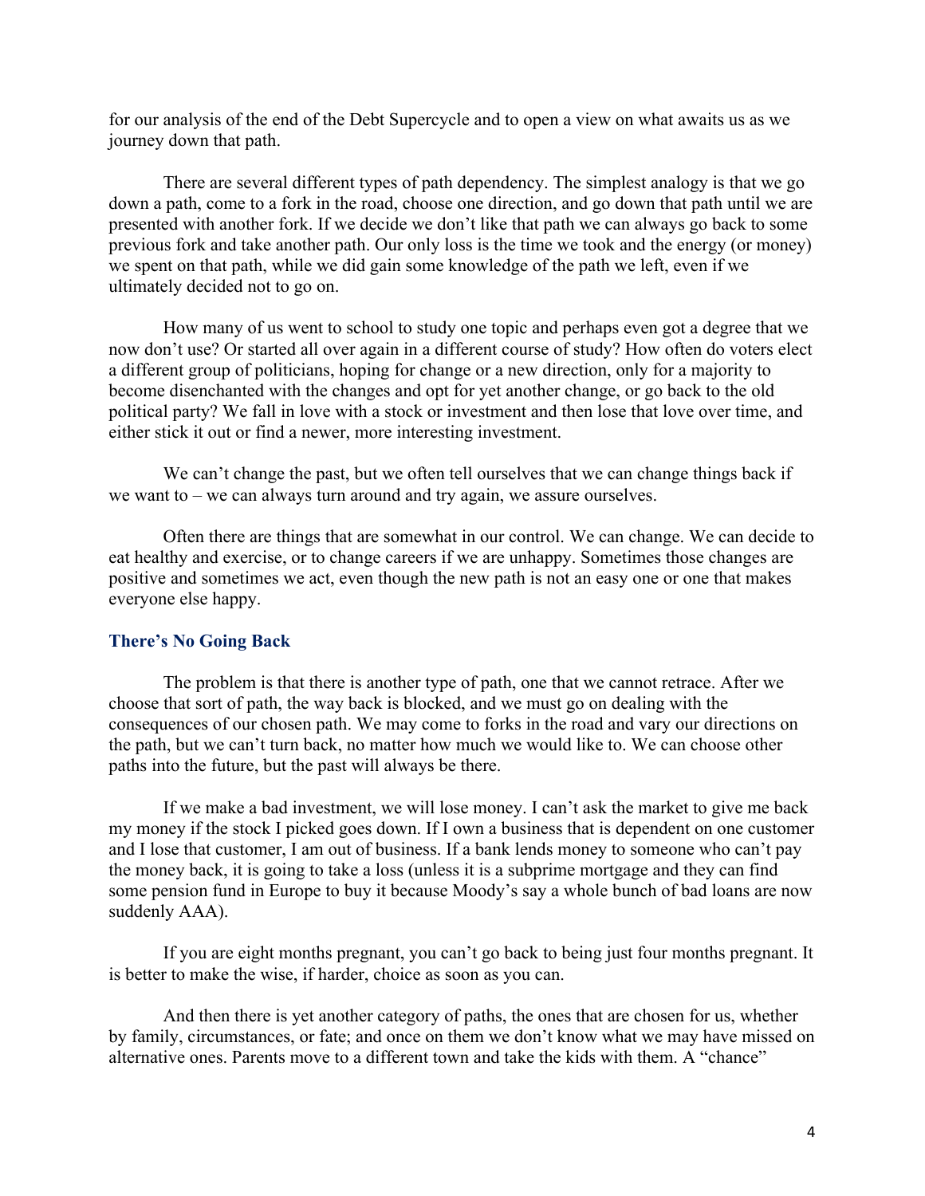for our analysis of the end of the Debt Supercycle and to open a view on what awaits us as we journey down that path.

There are several different types of path dependency. The simplest analogy is that we go down a path, come to a fork in the road, choose one direction, and go down that path until we are presented with another fork. If we decide we don't like that path we can always go back to some previous fork and take another path. Our only loss is the time we took and the energy (or money) we spent on that path, while we did gain some knowledge of the path we left, even if we ultimately decided not to go on.

How many of us went to school to study one topic and perhaps even got a degree that we now don't use? Or started all over again in a different course of study? How often do voters elect a different group of politicians, hoping for change or a new direction, only for a majority to become disenchanted with the changes and opt for yet another change, or go back to the old political party? We fall in love with a stock or investment and then lose that love over time, and either stick it out or find a newer, more interesting investment.

We can't change the past, but we often tell ourselves that we can change things back if we want to – we can always turn around and try again, we assure ourselves.

Often there are things that are somewhat in our control. We can change. We can decide to eat healthy and exercise, or to change careers if we are unhappy. Sometimes those changes are positive and sometimes we act, even though the new path is not an easy one or one that makes everyone else happy.

## There's No Going Back

The problem is that there is another type of path, one that we cannot retrace. After we choose that sort of path, the way back is blocked, and we must go on dealing with the consequences of our chosen path. We may come to forks in the road and vary our directions on the path, but we can't turn back, no matter how much we would like to. We can choose other paths into the future, but the past will always be there.

If we make a bad investment, we will lose money. I can't ask the market to give me back my money if the stock I picked goes down. If I own a business that is dependent on one customer and I lose that customer, I am out of business. If a bank lends money to someone who can't pay the money back, it is going to take a loss (unless it is a subprime mortgage and they can find some pension fund in Europe to buy it because Moody's say a whole bunch of bad loans are now suddenly AAA).

If you are eight months pregnant, you can't go back to being just four months pregnant. It is better to make the wise, if harder, choice as soon as you can.

And then there is yet another category of paths, the ones that are chosen for us, whether by family, circumstances, or fate; and once on them we don't know what we may have missed on alternative ones. Parents move to a different town and take the kids with them. A "chance"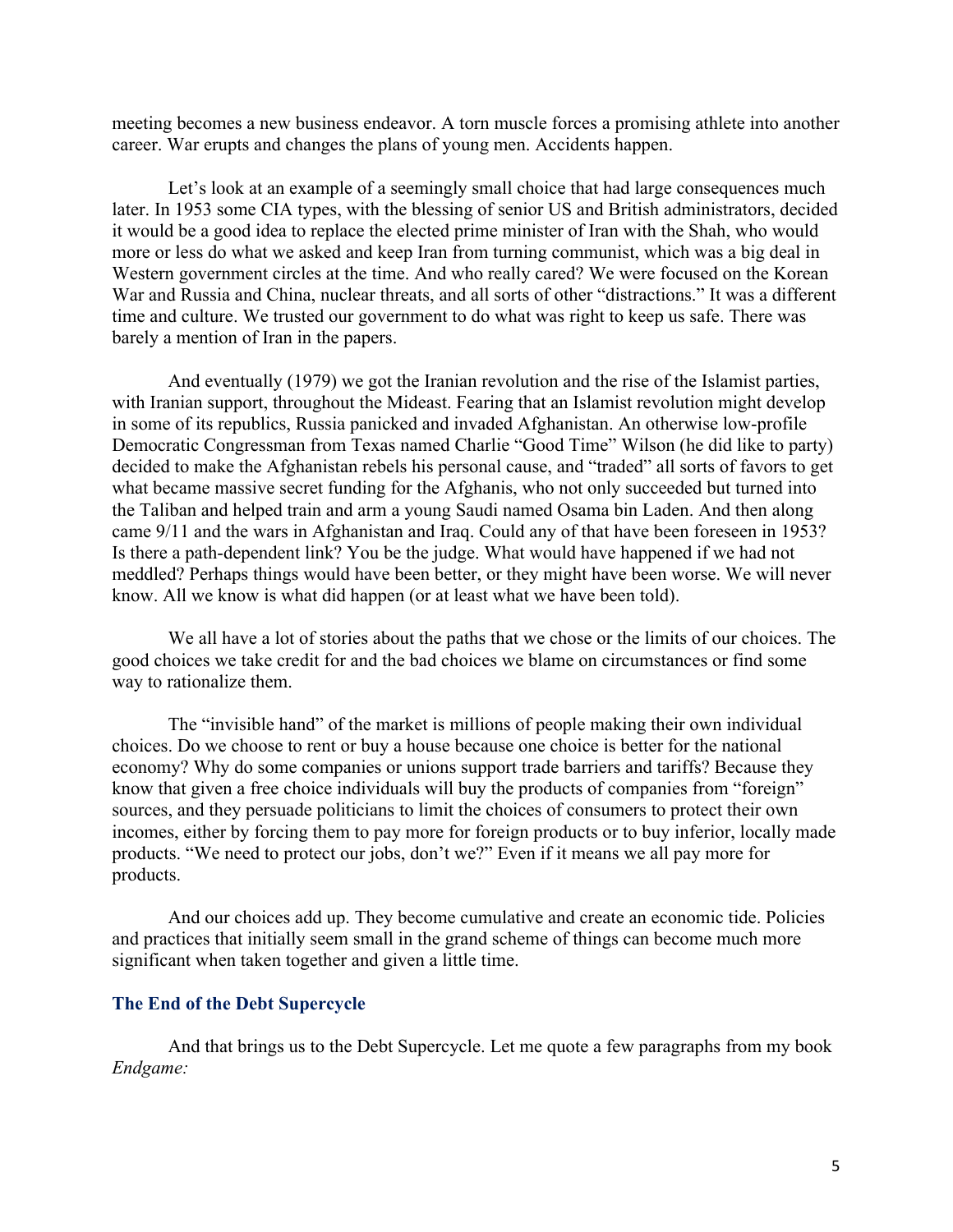meeting becomes a new business endeavor. A torn muscle forces a promising athlete into another career. War erupts and changes the plans of young men. Accidents happen.

Let's look at an example of a seemingly small choice that had large consequences much later. In 1953 some CIA types, with the blessing of senior US and British administrators, decided it would be a good idea to replace the elected prime minister of Iran with the Shah, who would more or less do what we asked and keep Iran from turning communist, which was a big deal in Western government circles at the time. And who really cared? We were focused on the Korean War and Russia and China, nuclear threats, and all sorts of other "distractions." It was a different time and culture. We trusted our government to do what was right to keep us safe. There was barely a mention of Iran in the papers.

And eventually (1979) we got the Iranian revolution and the rise of the Islamist parties, with Iranian support, throughout the Mideast. Fearing that an Islamist revolution might develop in some of its republics, Russia panicked and invaded Afghanistan. An otherwise low-profile Democratic Congressman from Texas named Charlie "Good Time" Wilson (he did like to party) decided to make the Afghanistan rebels his personal cause, and "traded" all sorts of favors to get what became massive secret funding for the Afghanis, who not only succeeded but turned into the Taliban and helped train and arm a young Saudi named Osama bin Laden. And then along came 9/11 and the wars in Afghanistan and Iraq. Could any of that have been foreseen in 1953? Is there a path-dependent link? You be the judge. What would have happened if we had not meddled? Perhaps things would have been better, or they might have been worse. We will never know. All we know is what did happen (or at least what we have been told).

We all have a lot of stories about the paths that we chose or the limits of our choices. The good choices we take credit for and the bad choices we blame on circumstances or find some way to rationalize them.

The "invisible hand" of the market is millions of people making their own individual choices. Do we choose to rent or buy a house because one choice is better for the national economy? Why do some companies or unions support trade barriers and tariffs? Because they know that given a free choice individuals will buy the products of companies from "foreign" sources, and they persuade politicians to limit the choices of consumers to protect their own incomes, either by forcing them to pay more for foreign products or to buy inferior, locally made products. "We need to protect our jobs, don't we?" Even if it means we all pay more for products.

And our choices add up. They become cumulative and create an economic tide. Policies and practices that initially seem small in the grand scheme of things can become much more significant when taken together and given a little time.

### The End of the Debt Supercycle

And that brings us to the Debt Supercycle. Let me quote a few paragraphs from my book *Endgame:*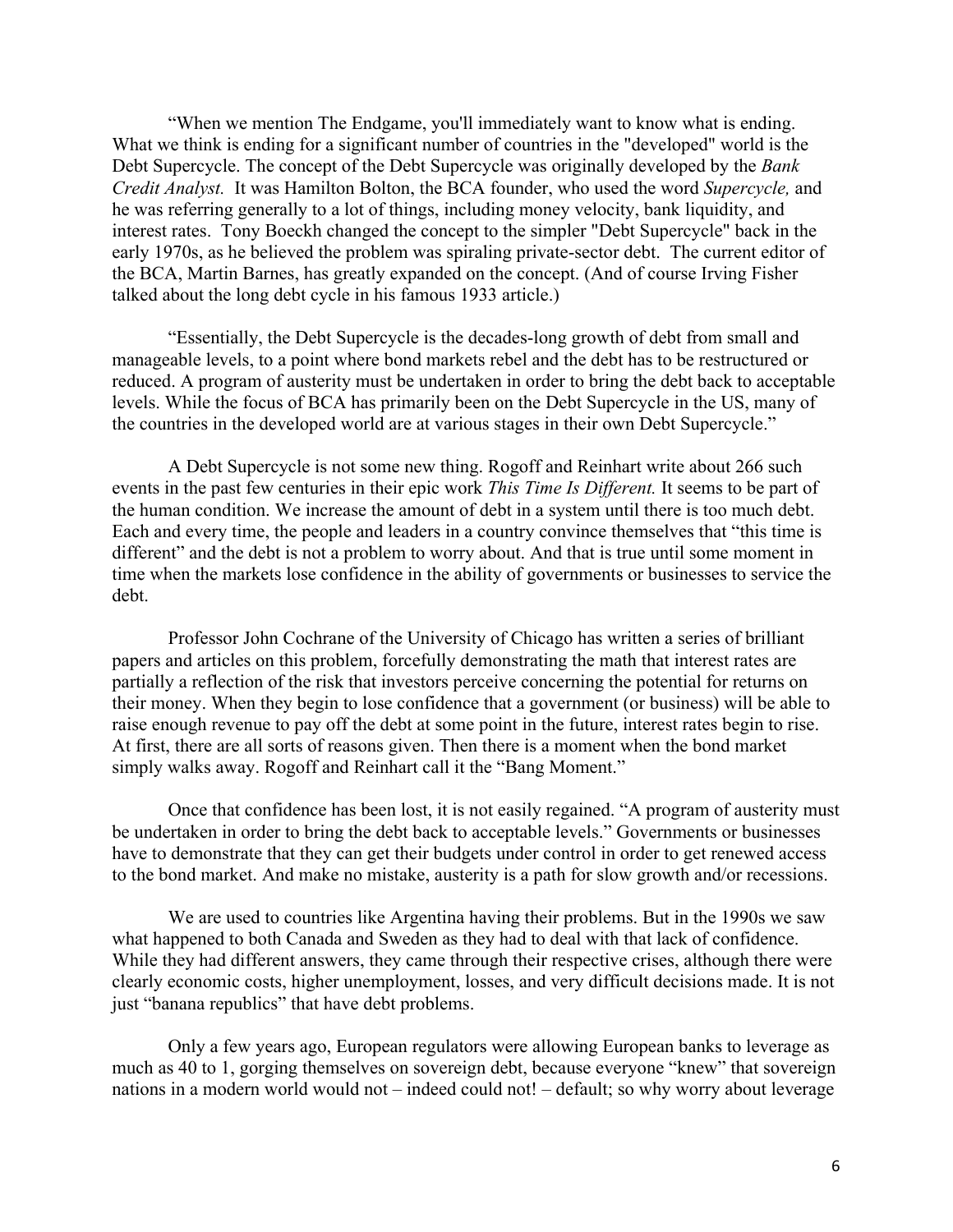"When we mention The Endgame, you'll immediately want to know what is ending. What we think is ending for a significant number of countries in the "developed" world is the Debt Supercycle. The concept of the Debt Supercycle was originally developed by the *Bank Credit Analyst.* It was Hamilton Bolton, the BCA founder, who used the word *Supercycle,* and he was referring generally to a lot of things, including money velocity, bank liquidity, and interest rates. Tony Boeckh changed the concept to the simpler "Debt Supercycle" back in the early 1970s, as he believed the problem was spiraling private-sector debt. The current editor of the BCA, Martin Barnes, has greatly expanded on the concept. (And of course Irving Fisher talked about the long debt cycle in his famous 1933 article.)

"Essentially, the Debt Supercycle is the decades-long growth of debt from small and manageable levels, to a point where bond markets rebel and the debt has to be restructured or reduced. A program of austerity must be undertaken in order to bring the debt back to acceptable levels. While the focus of BCA has primarily been on the Debt Supercycle in the US, many of the countries in the developed world are at various stages in their own Debt Supercycle."

A Debt Supercycle is not some new thing. Rogoff and Reinhart write about 266 such events in the past few centuries in their epic work *This Time Is Different.* It seems to be part of the human condition. We increase the amount of debt in a system until there is too much debt. Each and every time, the people and leaders in a country convince themselves that "this time is different" and the debt is not a problem to worry about. And that is true until some moment in time when the markets lose confidence in the ability of governments or businesses to service the debt.

Professor John Cochrane of the University of Chicago has written a series of brilliant papers and articles on this problem, forcefully demonstrating the math that interest rates are partially a reflection of the risk that investors perceive concerning the potential for returns on their money. When they begin to lose confidence that a government (or business) will be able to raise enough revenue to pay off the debt at some point in the future, interest rates begin to rise. At first, there are all sorts of reasons given. Then there is a moment when the bond market simply walks away. Rogoff and Reinhart call it the "Bang Moment."

Once that confidence has been lost, it is not easily regained. "A program of austerity must be undertaken in order to bring the debt back to acceptable levels." Governments or businesses have to demonstrate that they can get their budgets under control in order to get renewed access to the bond market. And make no mistake, austerity is a path for slow growth and/or recessions.

We are used to countries like Argentina having their problems. But in the 1990s we saw what happened to both Canada and Sweden as they had to deal with that lack of confidence. While they had different answers, they came through their respective crises, although there were clearly economic costs, higher unemployment, losses, and very difficult decisions made. It is not just "banana republics" that have debt problems.

Only a few years ago, European regulators were allowing European banks to leverage as much as 40 to 1, gorging themselves on sovereign debt, because everyone "knew" that sovereign nations in a modern world would not – indeed could not! – default; so why worry about leverage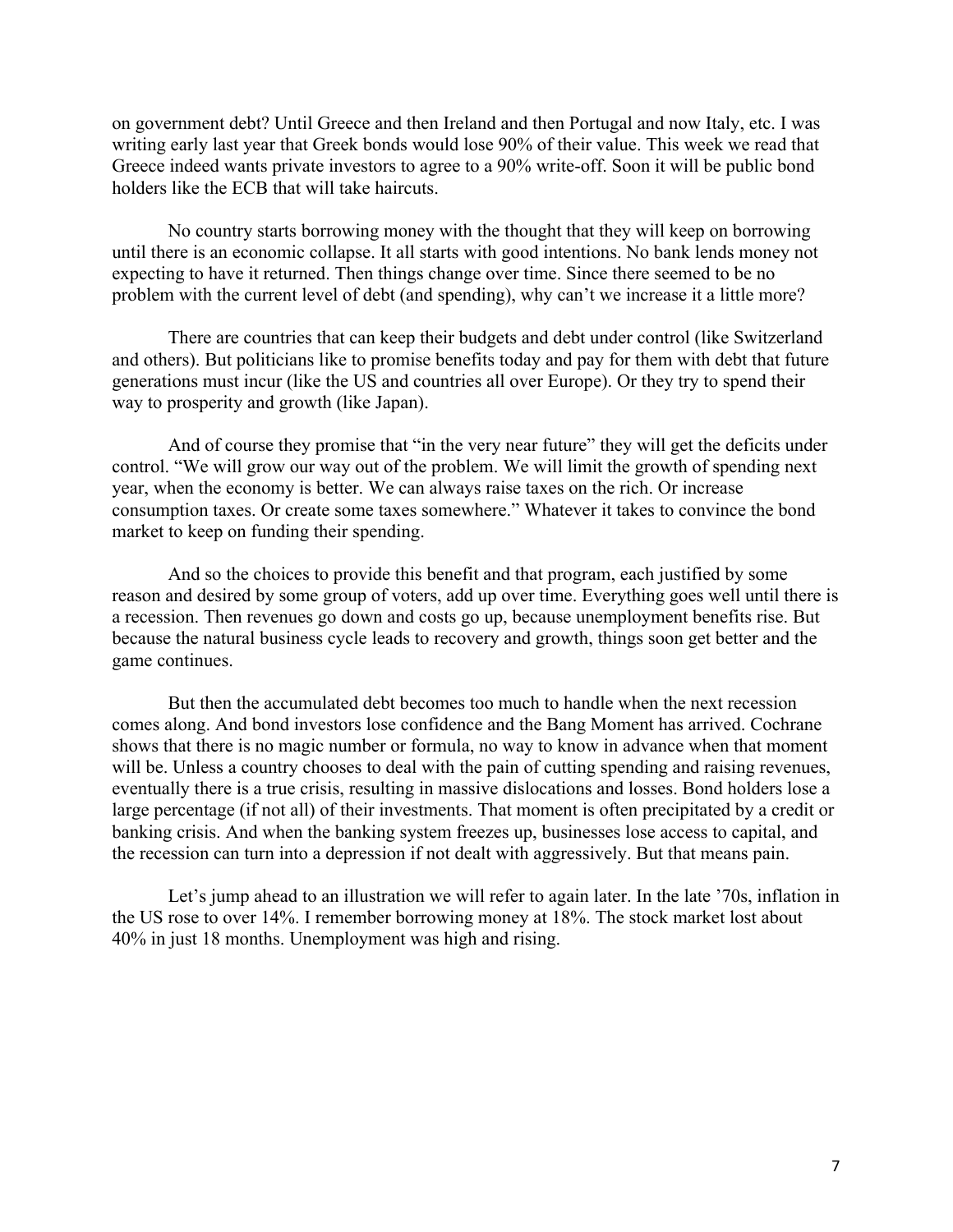on government debt? Until Greece and then Ireland and then Portugal and now Italy, etc. I was writing early last year that Greek bonds would lose 90% of their value. This week we read that Greece indeed wants private investors to agree to a 90% write-off. Soon it will be public bond holders like the ECB that will take haircuts.

No country starts borrowing money with the thought that they will keep on borrowing until there is an economic collapse. It all starts with good intentions. No bank lends money not expecting to have it returned. Then things change over time. Since there seemed to be no problem with the current level of debt (and spending), why can't we increase it a little more?

There are countries that can keep their budgets and debt under control (like Switzerland and others). But politicians like to promise benefits today and pay for them with debt that future generations must incur (like the US and countries all over Europe). Or they try to spend their way to prosperity and growth (like Japan).

And of course they promise that "in the very near future" they will get the deficits under control. "We will grow our way out of the problem. We will limit the growth of spending next year, when the economy is better. We can always raise taxes on the rich. Or increase consumption taxes. Or create some taxes somewhere." Whatever it takes to convince the bond market to keep on funding their spending.

And so the choices to provide this benefit and that program, each justified by some reason and desired by some group of voters, add up over time. Everything goes well until there is a recession. Then revenues go down and costs go up, because unemployment benefits rise. But because the natural business cycle leads to recovery and growth, things soon get better and the game continues.

But then the accumulated debt becomes too much to handle when the next recession comes along. And bond investors lose confidence and the Bang Moment has arrived. Cochrane shows that there is no magic number or formula, no way to know in advance when that moment will be. Unless a country chooses to deal with the pain of cutting spending and raising revenues, eventually there is a true crisis, resulting in massive dislocations and losses. Bond holders lose a large percentage (if not all) of their investments. That moment is often precipitated by a credit or banking crisis. And when the banking system freezes up, businesses lose access to capital, and the recession can turn into a depression if not dealt with aggressively. But that means pain.

Let's jump ahead to an illustration we will refer to again later. In the late '70s, inflation in the US rose to over 14%. I remember borrowing money at 18%. The stock market lost about 40% in just 18 months. Unemployment was high and rising.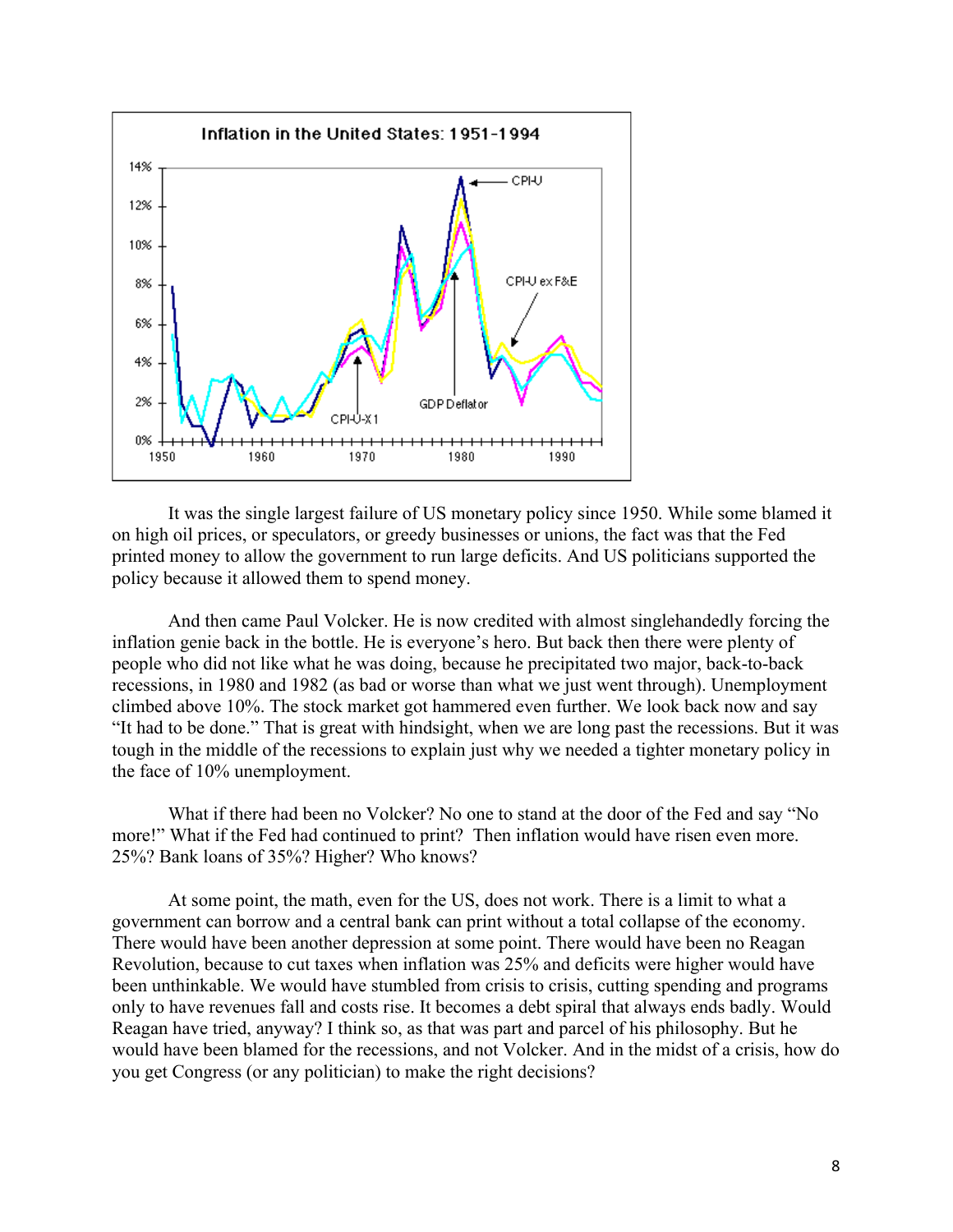It was the single largest failure of US monetary policy since 1950. While some blamed it on high oil prices, or speculators, or greedy businesses or unions, the fact was that the Fed printed money to allow the government to run large deficits. And US politicians supported the policy because it allowed them to spend money.

And then came Paul Volcker. He is now credited with almost singlehandedly forcing the inflation genie back in the bottle. He is everyone's hero. But back then there were plenty of people who did not like what he was doing, because he precipitated two major, back-to-back recessions, in 1980 and 1982 (as bad or worse than what we just went through). Unemployment climbed above 10%. The stock market got hammered even further. We look back now and say "It had to be done." That is great with hindsight, when we are long past the recessions. But it was tough in the middle of the recessions to explain just why we needed a tighter monetary policy in the face of 10% unemployment.

What if there had been no Volcker? No one to stand at the door of the Fed and say "No more!" What if the Fed had continued to print? Then inflation would have risen even more. 25%? Bank loans of 35%? Higher? Who knows?

At some point, the math, even for the US, does not work. There is a limit to what a government can borrow and a central bank can print without a total collapse of the economy. There would have been another depression at some point. There would have been no Reagan Revolution, because to cut taxes when inflation was 25% and deficits were higher would have been unthinkable. We would have stumbled from crisis to crisis, cutting spending and programs only to have revenues fall and costs rise. It becomes a debt spiral that always ends badly. Would Reagan have tried, anyway? I think so, as that was part and parcel of his philosophy. But he would have been blamed for the recessions, and not Volcker. And in the midst of a crisis, how do you get Congress (or any politician) to make the right decisions?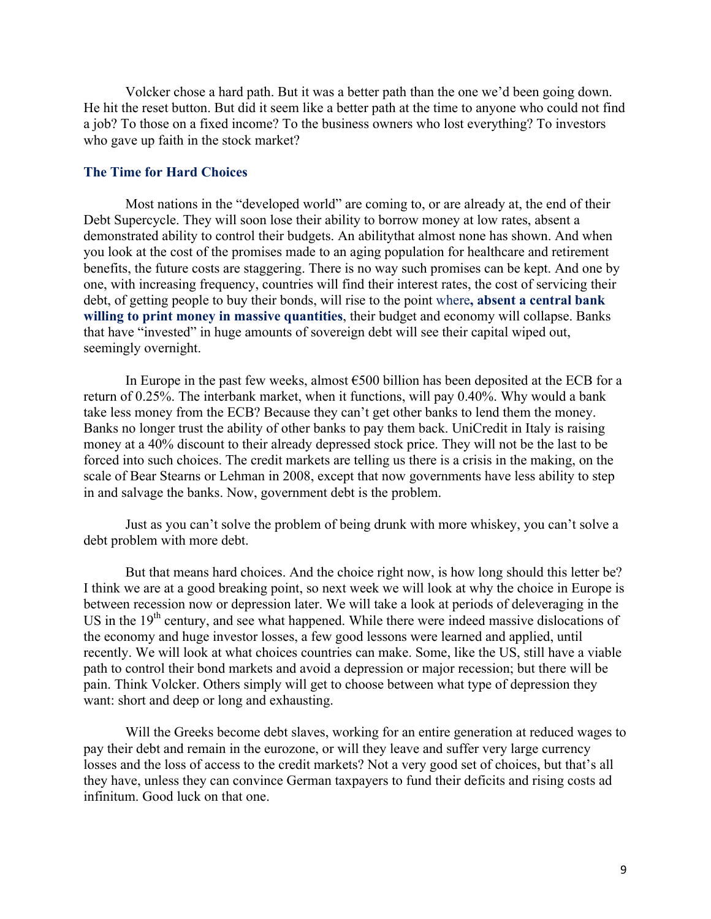Volcker chose a hard path. But it was a better path than the one we'd been going down. He hit the reset button. But did it seem like a better path at the time to anyone who could not find a job? To those on a fixed income? To the business owners who lost everything? To investors who gave up faith in the stock market?

## The Time for Hard Choices

Most nations in the "developed world" are coming to, or are already at, the end of their Debt Supercycle. They will soon lose their ability to borrow money at low rates, absent a demonstrated ability to control their budgets. An abilitythat almost none has shown. And when you look at the cost of the promises made to an aging population for healthcare and retirement benefits, the future costs are staggering. There is no way such promises can be kept. And one by one, with increasing frequency, countries will find their interest rates, the cost of servicing their debt, of getting people to buy their bonds, will rise to the point where**, absent a central bank willing to print money in massive quantities**, their budget and economy will collapse. Banks that have "invested" in huge amounts of sovereign debt will see their capital wiped out, seemingly overnight.

In Europe in the past few weeks, almost €500 billion has been deposited at the ECB for a return of 0.25%. The interbank market, when it functions, will pay 0.40%. Why would a bank take less money from the ECB? Because they can't get other banks to lend them the money. Banks no longer trust the ability of other banks to pay them back. UniCredit in Italy is raising money at a 40% discount to their already depressed stock price. They will not be the last to be forced into such choices. The credit markets are telling us there is a crisis in the making, on the scale of Bear Stearns or Lehman in 2008, except that now governments have less ability to step in and salvage the banks. Now, government debt is the problem.

Just as you can't solve the problem of being drunk with more whiskey, you can't solve a debt problem with more debt.

But that means hard choices. And the choice right now, is how long should this letter be? I think we are at a good breaking point, so next week we will look at why the choice in Europe is between recession now or depression later. We will take a look at periods of deleveraging in the US in the 19th century, and see what happened. While there were indeed massive dislocations of the economy and huge investor losses, a few good lessons were learned and applied, until recently. We will look at what choices countries can make. Some, like the US, still have a viable path to control their bond markets and avoid a depression or major recession; but there will be pain. Think Volcker. Others simply will get to choose between what type of depression they want: short and deep or long and exhausting.

Will the Greeks become debt slaves, working for an entire generation at reduced wages to pay their debt and remain in the eurozone, or will they leave and suffer very large currency losses and the loss of access to the credit markets? Not a very good set of choices, but that's all they have, unless they can convince German taxpayers to fund their deficits and rising costs ad infinitum. Good luck on that one.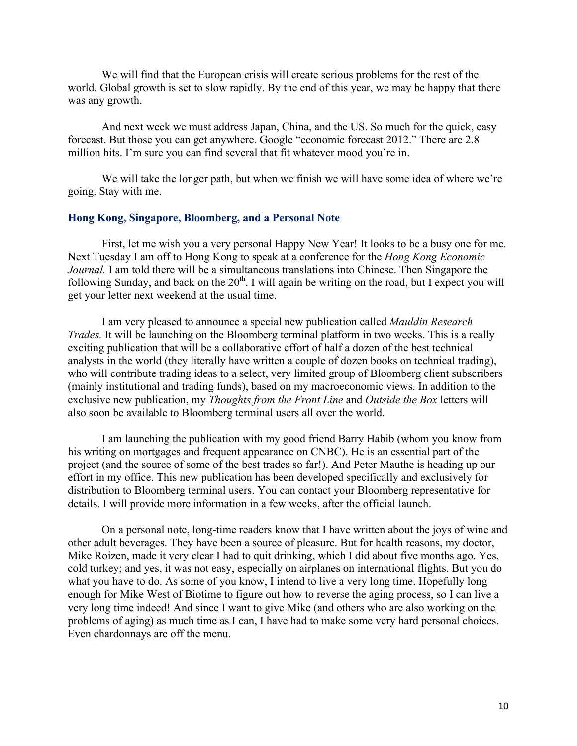We will find that the European crisis will create serious problems for the rest of the world. Global growth is set to slow rapidly. By the end of this year, we may be happy that there was any growth.

And next week we must address Japan, China, and the US. So much for the quick, easy forecast. But those you can get anywhere. Google "economic forecast 2012." There are 2.8 million hits. I'm sure you can find several that fit whatever mood you're in.

We will take the longer path, but when we finish we will have some idea of where we're going. Stay with me.

### Hong Kong, Singapore, Bloomberg, and a Personal Note

First, let me wish you a very personal Happy New Year! It looks to be a busy one for me. Next Tuesday I am off to Hong Kong to speak at a conference for the *Hong Kong Economic Journal.* I am told there will be a simultaneous translations into Chinese. Then Singapore the following Sunday, and back on the 20th. I will again be writing on the road, but I expect you will get your letter next weekend at the usual time.

I am very pleased to announce a special new publication called *Mauldin Research Trades.* It will be launching on the Bloomberg terminal platform in two weeks. This is a really exciting publication that will be a collaborative effort of half a dozen of the best technical analysts in the world (they literally have written a couple of dozen books on technical trading), who will contribute trading ideas to a select, very limited group of Bloomberg client subscribers (mainly institutional and trading funds), based on my macroeconomic views. In addition to the exclusive new publication, my *Thoughts from the Front Line* and *Outside the Box* letters will also soon be available to Bloomberg terminal users all over the world.

I am launching the publication with my good friend Barry Habib (whom you know from his writing on mortgages and frequent appearance on CNBC). He is an essential part of the project (and the source of some of the best trades so far!). And Peter Mauthe is heading up our effort in my office. This new publication has been developed specifically and exclusively for distribution to Bloomberg terminal users. You can contact your Bloomberg representative for details. I will provide more information in a few weeks, after the official launch.

On a personal note, long-time readers know that I have written about the joys of wine and other adult beverages. They have been a source of pleasure. But for health reasons, my doctor, Mike Roizen, made it very clear I had to quit drinking, which I did about five months ago. Yes, cold turkey; and yes, it was not easy, especially on airplanes on international flights. But you do what you have to do. As some of you know, I intend to live a very long time. Hopefully long enough for Mike West of Biotime to figure out how to reverse the aging process, so I can live a very long time indeed! And since I want to give Mike (and others who are also working on the problems of aging) as much time as I can, I have had to make some very hard personal choices. Even chardonnays are off the menu.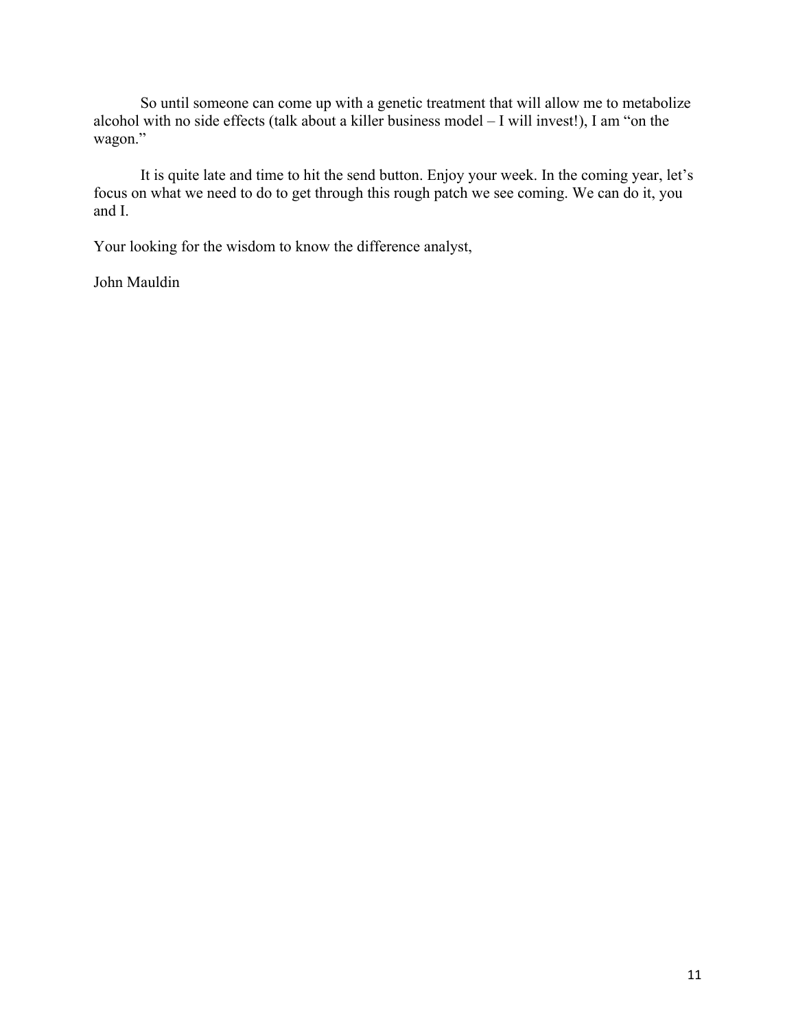So until someone can come up with a genetic treatment that will allow me to metabolize alcohol with no side effects (talk about a killer business model – I will invest!), I am "on the wagon."

It is quite late and time to hit the send button. Enjoy your week. In the coming year, let's focus on what we need to do to get through this rough patch we see coming. We can do it, you and I.

Your looking for the wisdom to know the difference analyst,

John Mauldin